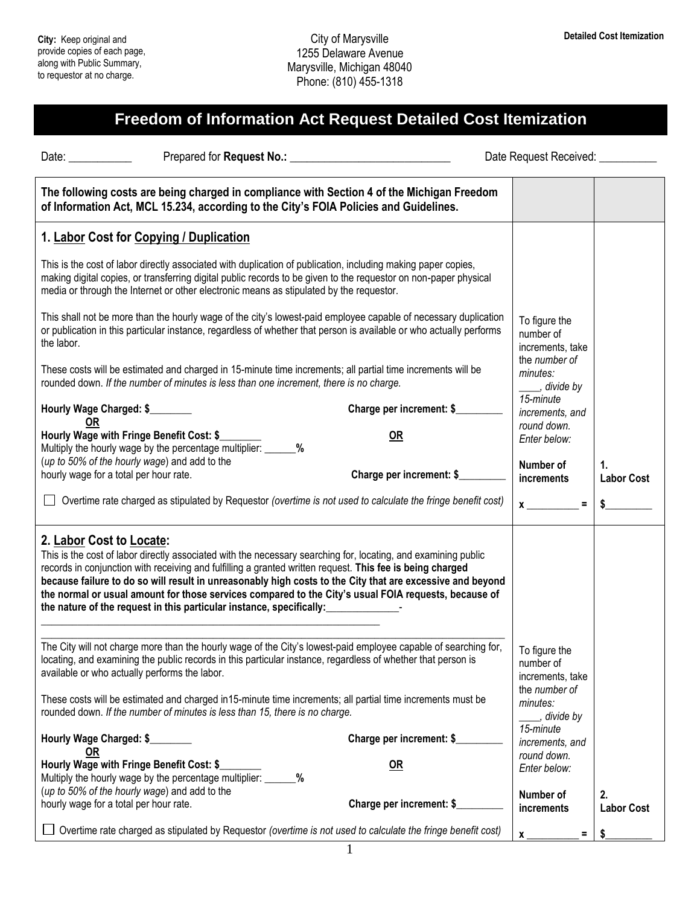City: Keep original and provide copies of each page, along with Public Summary, to requestor at no charge.

City of Marysville
1255 Delaware Avenue
Marysville, Michigan 48040
Phone: (810) 455-1318

**Detailed Cost Itemization**

# Freedom of Information Act Request Detailed Cost Itemization

Date: ___________ Prepared for **Request No.:** ____________________________ Date Request Received: __________

**The following costs are being charged in compliance with Section 4 of the Michigan Freedom of Information Act, MCL 15.234, according to the City's FOIA Policies and Guidelines.**

## 1. Labor Cost for Copying / Duplication

This is the cost of labor directly associated with duplication of publication, including making paper copies, making digital copies, or transferring digital public records to be given to the requestor on non-paper physical media or through the Internet or other electronic means as stipulated by the requestor.

This shall not be more than the hourly wage of the city's lowest-paid employee capable of necessary duplication or publication in this particular instance, regardless of whether that person is available or who actually performs the labor.

These costs will be estimated and charged in 15-minute time increments; all partial time increments will be rounded down. *If the number of minutes is less than one increment, there is no charge.*

**Hourly Wage Charged: $________** **Charge per increment: $_________**

**OR** **OR**

**Hourly Wage with Fringe Benefit Cost: $________**
Multiply the hourly wage by the percentage multiplier: ______**%**
(*up to 50% of the hourly wage*) and add to the hourly wage for a total per hour rate. **Charge per increment: $_________**

☐ Overtime rate charged as stipulated by Requestor *(overtime is not used to calculate the fringe benefit cost)*

To figure the number of increments, take the *number of minutes:* ____*, divide by 15-minute increments, and round down. Enter below:*

**Number of increments** **x __________ =**

**1. Labor Cost** **$_________**

## 2. Labor Cost to Locate:

This is the cost of labor directly associated with the necessary searching for, locating, and examining public records in conjunction with receiving and fulfilling a granted written request. **This fee is being charged because failure to do so will result in unreasonably high costs to the City that are excessive and beyond the normal or usual amount for those services compared to the City's usual FOIA requests, because of the nature of the request in this particular instance, specifically:______________-**
_________________________________________________________________
_________________________________________________________________

The City will not charge more than the hourly wage of the City's lowest-paid employee capable of searching for, locating, and examining the public records in this particular instance, regardless of whether that person is available or who actually performs the labor.

These costs will be estimated and charged in15-minute time increments; all partial time increments must be rounded down. *If the number of minutes is less than 15, there is no charge.*

**Hourly Wage Charged: $________** **Charge per increment: $_________**

**OR** **OR**

**Hourly Wage with Fringe Benefit Cost: $________**
Multiply the hourly wage by the percentage multiplier: ______**%**
(*up to 50% of the hourly wage*) and add to the hourly wage for a total per hour rate. **Charge per increment: $_________**

☐ Overtime rate charged as stipulated by Requestor *(overtime is not used to calculate the fringe benefit cost)*

To figure the number of increments, take the *number of minutes:* ____*, divide by 15-minute increments, and round down. Enter below:*

**Number of increments** **x __________ =**

**2. Labor Cost** **$_________**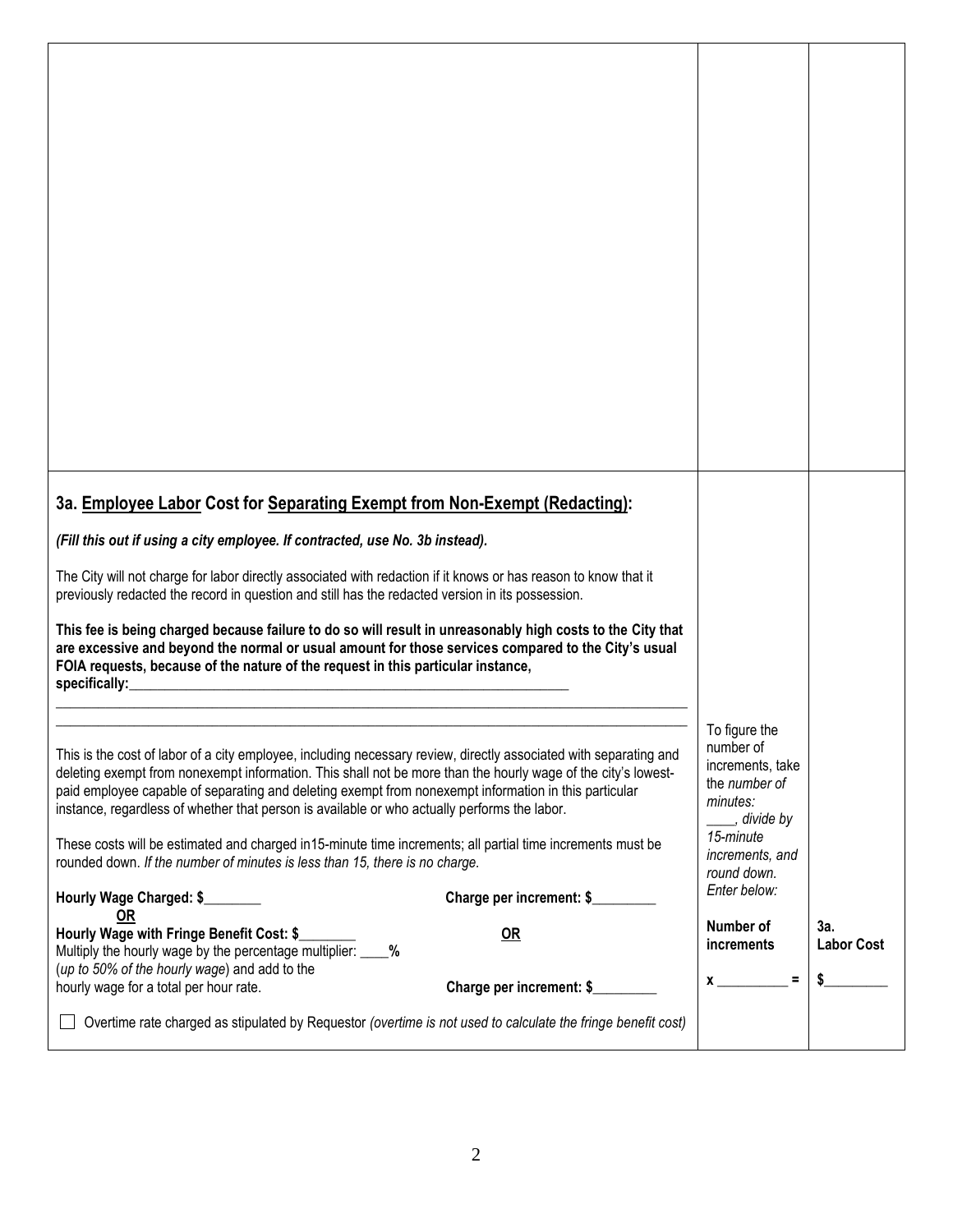### 3a. Employee Labor Cost for Separating Exempt from Non-Exempt (Redacting):

***(Fill this out if using a city employee. If contracted, use No. 3b instead).***

The City will not charge for labor directly associated with redaction if it knows or has reason to know that it previously redacted the record in question and still has the redacted version in its possession.

**This fee is being charged because failure to do so will result in unreasonably high costs to the City that are excessive and beyond the normal or usual amount for those services compared to the City's usual FOIA requests, because of the nature of the request in this particular instance, specifically:___________________________________________________________________**

_____________________________________________________________________________________

_____________________________________________________________________________________

This is the cost of labor of a city employee, including necessary review, directly associated with separating and deleting exempt from nonexempt information. This shall not be more than the hourly wage of the city's lowest-paid employee capable of separating and deleting exempt from nonexempt information in this particular instance, regardless of whether that person is available or who actually performs the labor.

These costs will be estimated and charged in15-minute time increments; all partial time increments must be rounded down. *If the number of minutes is less than 15, there is no charge.*

**Hourly Wage Charged: $________** **Charge per increment: $_________**

**OR**

**Hourly Wage with Fringe Benefit Cost: $________** **OR**

Multiply the hourly wage by the percentage multiplier: ____**%** (*up to 50% of the hourly wage*) and add to the hourly wage for a total per hour rate. **Charge per increment: $_________**

☐ Overtime rate charged as stipulated by Requestor *(overtime is not used to calculate the fringe benefit cost)*

To figure the number of increments, take the *number of minutes: ____, divide by 15-minute increments, and round down. Enter below:*

| Number of increments | 3a. Labor Cost |
|---|---|
| x __________ = | $_________ |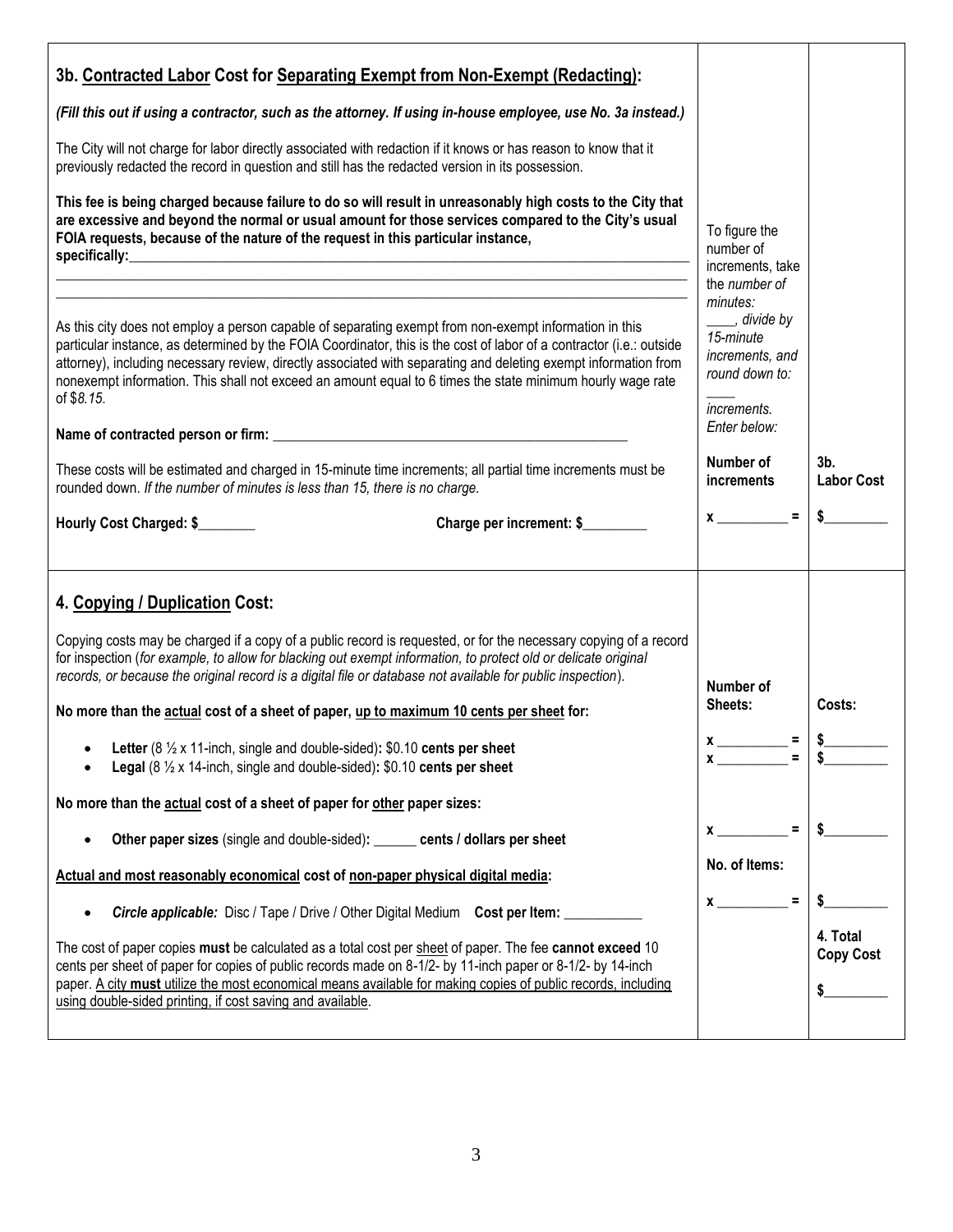## 3b. Contracted Labor Cost for Separating Exempt from Non-Exempt (Redacting):

*(Fill this out if using a contractor, such as the attorney. If using in-house employee, use No. 3a instead.)*

The City will not charge for labor directly associated with redaction if it knows or has reason to know that it previously redacted the record in question and still has the redacted version in its possession.

**This fee is being charged because failure to do so will result in unreasonably high costs to the City that are excessive and beyond the normal or usual amount for those services compared to the City's usual FOIA requests, because of the nature of the request in this particular instance, specifically:**\_\_\_\_\_\_\_\_\_\_\_\_\_\_\_\_\_\_\_\_\_\_\_\_\_\_\_\_\_\_\_\_\_\_\_\_\_\_\_\_\_\_\_\_\_\_\_\_\_\_\_\_\_\_\_\_\_\_\_\_\_\_\_\_\_\_\_\_\_\_\_\_\_\_\_\_\_\_\_\_\_\_\_\_\_\_\_\_\_\_\_\_\_\_\_\_\_\_\_\_\_\_\_\_\_\_\_\_\_\_\_\_\_\_\_\_\_\_\_\_\_\_\_\_\_\_\_\_\_\_\_\_\_\_\_\_\_\_\_\_\_\_\_\_\_\_\_\_\_\_\_\_\_\_\_\_\_\_\_\_\_\_\_\_\_\_\_\_\_\_\_\_\_\_\_\_\_\_\_\_\_\_\_\_\_\_\_\_\_\_\_\_\_\_\_\_\_\_\_\_\_\_\_\_\_\_\_\_\_\_\_\_\_\_\_\_

As this city does not employ a person capable of separating exempt from non-exempt information in this particular instance, as determined by the FOIA Coordinator, this is the cost of labor of a contractor (i.e.: outside attorney), including necessary review, directly associated with separating and deleting exempt information from nonexempt information. This shall not exceed an amount equal to 6 times the state minimum hourly wage rate of $*8.15*.

**Name of contracted person or firm:** \_\_\_\_\_\_\_\_\_\_\_\_\_\_\_\_\_\_\_\_\_\_\_\_\_\_\_\_\_\_\_\_\_\_\_\_\_\_\_\_\_\_\_\_\_\_\_\_

These costs will be estimated and charged in 15-minute time increments; all partial time increments must be rounded down. *If the number of minutes is less than 15, there is no charge.*

**Hourly Cost Charged: $**\_\_\_\_\_\_\_\_ **Charge per increment: $**\_\_\_\_\_\_\_\_\_

To figure the number of increments, take the *number of minutes:* \_\_\_\_, *divide by 15-minute increments, and round down to:* \_\_\_\_ *increments. Enter below:*

| Number of increments | 3b. Labor Cost |
|---|---|
| x \_\_\_\_\_\_\_\_\_\_ = | $\_\_\_\_\_\_\_\_\_ |

## 4. Copying / Duplication Cost:

Copying costs may be charged if a copy of a public record is requested, or for the necessary copying of a record for inspection (*for example, to allow for blacking out exempt information, to protect old or delicate original records, or because the original record is a digital file or database not available for public inspection*).

**No more than the actual cost of a sheet of paper, up to maximum 10 cents per sheet for:**

- **Letter** (8 ½ x 11-inch, single and double-sided)**:** $0.10 **cents per sheet**
- **Legal** (8 ½ x 14-inch, single and double-sided)**:** $0.10 **cents per sheet**

**No more than the actual cost of a sheet of paper for other paper sizes:**

- **Other paper sizes** (single and double-sided)**:** \_\_\_\_\_\_ **cents / dollars per sheet**

**Actual and most reasonably economical cost of non-paper physical digital media:**

- ***Circle applicable:*** Disc / Tape / Drive / Other Digital Medium **Cost per Item:** \_\_\_\_\_\_\_\_\_\_\_

The cost of paper copies **must** be calculated as a total cost per sheet of paper. The fee **cannot exceed** 10 cents per sheet of paper for copies of public records made on 8-1/2- by 11-inch paper or 8-1/2- by 14-inch paper. A city **must** utilize the most economical means available for making copies of public records, including using double-sided printing, if cost saving and available.

| Number of Sheets: | Costs: |
|---|---|
| x \_\_\_\_\_\_\_\_\_\_ = | $\_\_\_\_\_\_\_\_\_ |
| x \_\_\_\_\_\_\_\_\_\_ = | $\_\_\_\_\_\_\_\_\_ |
| x \_\_\_\_\_\_\_\_\_\_ = | $\_\_\_\_\_\_\_\_\_ |
| **No. of Items:** | |
| x \_\_\_\_\_\_\_\_\_\_ = | $\_\_\_\_\_\_\_\_\_ |
| | **4. Total Copy Cost** $\_\_\_\_\_\_\_\_\_ |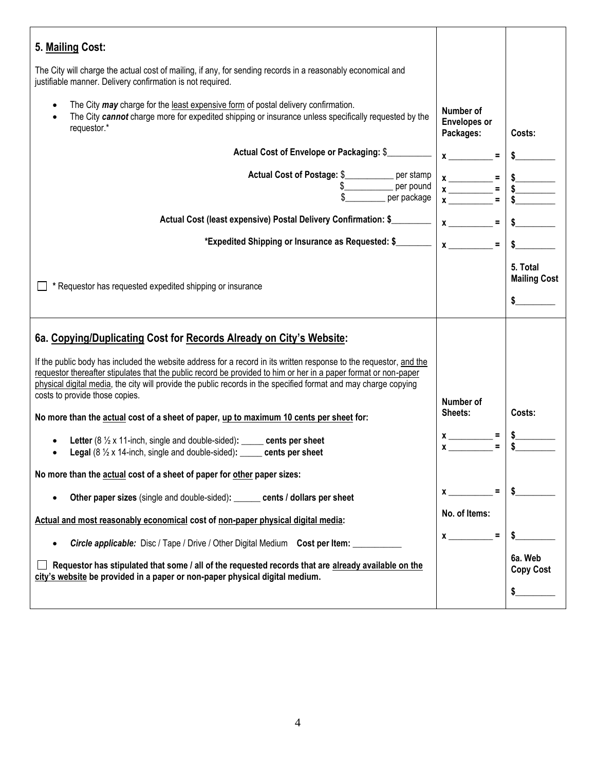## 5. Mailing Cost:

The City will charge the actual cost of mailing, if any, for sending records in a reasonably economical and justifiable manner. Delivery confirmation is not required.

- The City ***may*** charge for the least expensive form of postal delivery confirmation.
- The City ***cannot*** charge more for expedited shipping or insurance unless specifically requested by the requestor.*

| | Number of Envelopes or Packages: | Costs: |
|---|---|---|
| **Actual Cost of Envelope or Packaging:** $__________ | x __________ = | $_________ |
| **Actual Cost of Postage:** $___________ per stamp | x __________ = | $_________ |
| $___________ per pound | x __________ = | $_________ |
| $_________ per package | x __________ = | $_________ |
| **Actual Cost (least expensive) Postal Delivery Confirmation: $**_________ | x __________ = | $_________ |
| ***Expedited Shipping or Insurance as Requested: $**________ | x __________ = | $_________ |
| ☐ * Requestor has requested expedited shipping or insurance | | **5. Total Mailing Cost** $_________ |

## 6a. Copying/Duplicating Cost for Records Already on City's Website:

If the public body has included the website address for a record in its written response to the requestor, and the requestor thereafter stipulates that the public record be provided to him or her in a paper format or non-paper physical digital media, the city will provide the public records in the specified format and may charge copying costs to provide those copies.

| | Number of Sheets: | Costs: |
|---|---|---|
| **No more than the actual cost of a sheet of paper, up to maximum 10 cents per sheet for:** | | |
| • **Letter** (8 ½ x 11-inch, single and double-sided)**:** _____ **cents per sheet** | x __________ = | $_________ |
| • **Legal** (8 ½ x 14-inch, single and double-sided)**:** _____ **cents per sheet** | x __________ = | $_________ |
| **No more than the actual cost of a sheet of paper for other paper sizes:** | | |
| • **Other paper sizes** (single and double-sided)**:** ______ **cents / dollars per sheet** | x __________ = | $_________ |
| **Actual and most reasonably economical cost of non-paper physical digital media:** | No. of Items: | |
| • ***Circle applicable:*** Disc / Tape / Drive / Other Digital Medium **Cost per Item:** ___________ | x __________ = | $_________ |
| ☐ **Requestor has stipulated that some / all of the requested records that are already available on the city's website be provided in a paper or non-paper physical digital medium.** | | **6a. Web Copy Cost** $_________ |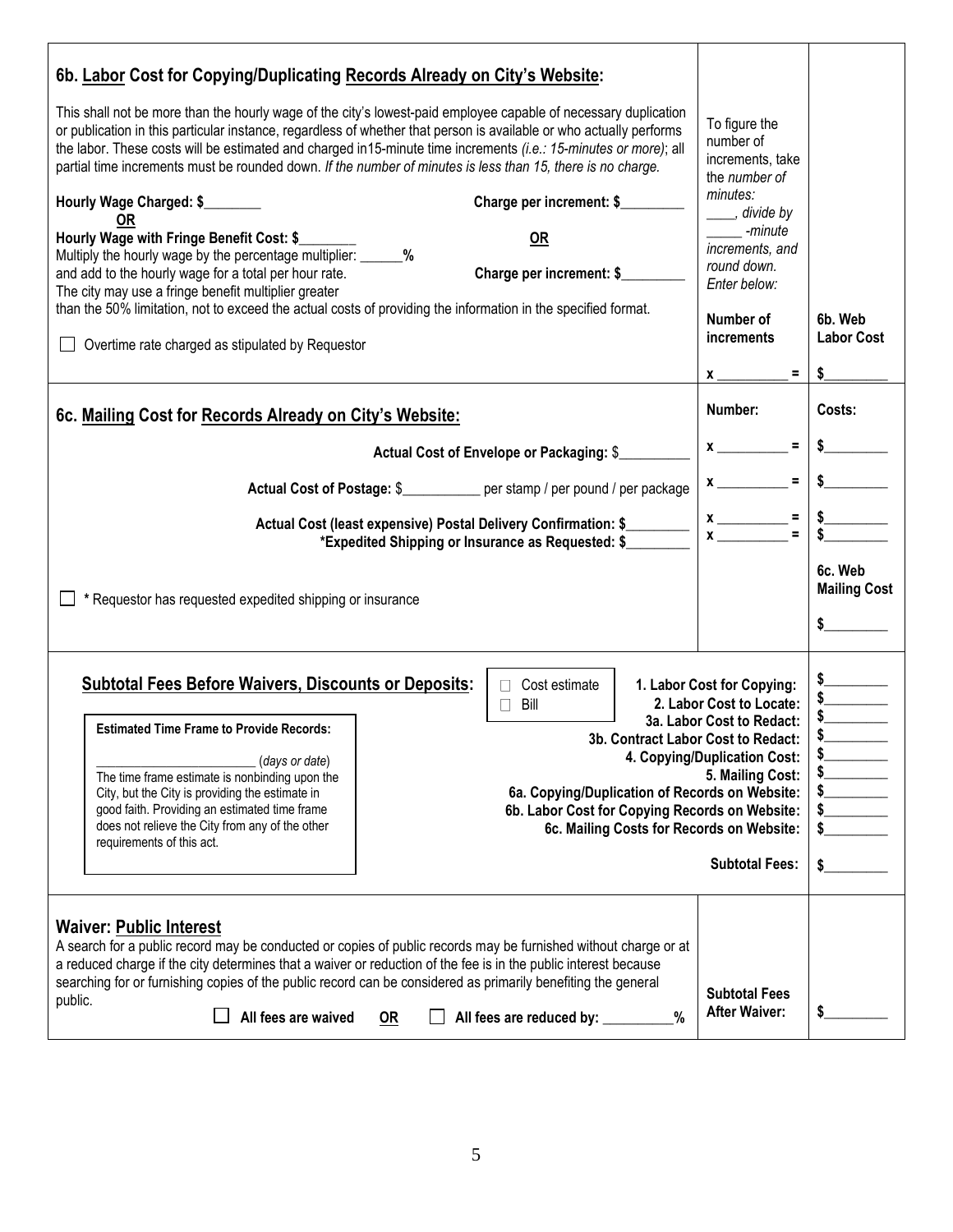### 6b. **Labor** Cost for Copying/Duplicating **Records Already on City's Website**:

This shall not be more than the hourly wage of the city's lowest-paid employee capable of necessary duplication or publication in this particular instance, regardless of whether that person is available or who actually performs the labor. These costs will be estimated and charged in15-minute time increments *(i.e.: 15-minutes or more)*; all partial time increments must be rounded down. *If the number of minutes is less than 15, there is no charge.*

**Hourly Wage Charged: $________** **Charge per increment: $_________**

**OR** **OR**

**Hourly Wage with Fringe Benefit Cost: $________**
Multiply the hourly wage by the percentage multiplier: ______**%**
and add to the hourly wage for a total per hour rate. **Charge per increment: $_________**
The city may use a fringe benefit multiplier greater than the 50% limitation, not to exceed the actual costs of providing the information in the specified format.

☐ Overtime rate charged as stipulated by Requestor

To figure the number of increments, take the *number of minutes:* ____, *divide by* _____ *-minute increments, and round down. Enter below:*

| Number of increments | 6b. Web Labor Cost |
|---|---|
| **x __________ =** | **$_________** |

### 6c. **Mailing** Cost for **Records Already on City's Website**:

| | Number: | Costs: |
|---|---|---|
| **Actual Cost of Envelope or Packaging:** $__________ | **x __________ =** | **$_________** |
| **Actual Cost of Postage:** $___________ per stamp / per pound / per package | **x __________ =** | **$_________** |
| **Actual Cost (least expensive) Postal Delivery Confirmation: $_________** | **x __________ =** | **$_________** |
| **\*Expedited Shipping or Insurance as Requested: $_________** | **x __________ =** | **$_________** |
| ☐ \* Requestor has requested expedited shipping or insurance | | **6c. Web Mailing Cost** **$_________** |

### Subtotal Fees Before Waivers, Discounts or Deposits:

☐ Cost estimate
☐ Bill

**Estimated Time Frame to Provide Records:**

________________________ (*days or date*)
The time frame estimate is nonbinding upon the City, but the City is providing the estimate in good faith. Providing an estimated time frame does not relieve the City from any of the other requirements of this act.

| | |
|---|---|
| **1. Labor Cost for Copying:** | **$_________** |
| **2. Labor Cost to Locate:** | **$_________** |
| **3a. Labor Cost to Redact:** | **$_________** |
| **3b. Contract Labor Cost to Redact:** | **$_________** |
| **4. Copying/Duplication Cost:** | **$_________** |
| **5. Mailing Cost:** | **$_________** |
| **6a. Copying/Duplication of Records on Website:** | **$_________** |
| **6b. Labor Cost for Copying Records on Website:** | **$_________** |
| **6c. Mailing Costs for Records on Website:** | **$_________** |
| **Subtotal Fees:** | **$_________** |

### Waiver: Public Interest

A search for a public record may be conducted or copies of public records may be furnished without charge or at a reduced charge if the city determines that a waiver or reduction of the fee is in the public interest because searching for or furnishing copies of the public record can be considered as primarily benefiting the general public.

☐ **All fees are waived** **OR** ☐ **All fees are reduced by: __________%**

**Subtotal Fees After Waiver:** **$_________**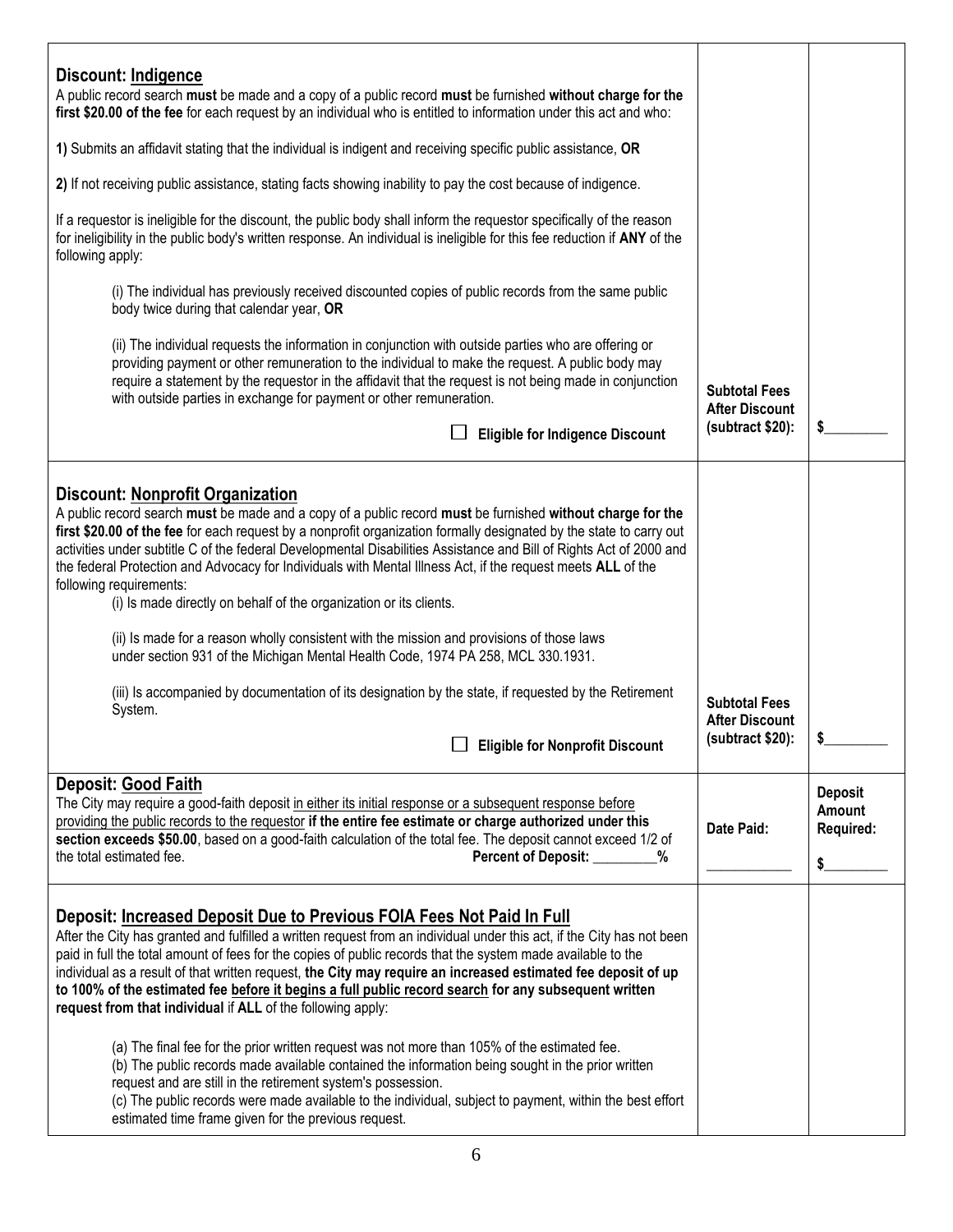| | | |
|---|---|---|
| **Discount: Indigence**<br>A public record search **must** be made and a copy of a public record **must** be furnished **without charge for the first $20.00 of the fee** for each request by an individual who is entitled to information under this act and who:<br><br>**1)** Submits an affidavit stating that the individual is indigent and receiving specific public assistance, **OR**<br><br>**2)** If not receiving public assistance, stating facts showing inability to pay the cost because of indigence.<br><br>If a requestor is ineligible for the discount, the public body shall inform the requestor specifically of the reason for ineligibility in the public body's written response. An individual is ineligible for this fee reduction if **ANY** of the following apply:<br><br>(i) The individual has previously received discounted copies of public records from the same public body twice during that calendar year, **OR**<br><br>(ii) The individual requests the information in conjunction with outside parties who are offering or providing payment or other remuneration to the individual to make the request. A public body may require a statement by the requestor in the affidavit that the request is not being made in conjunction with outside parties in exchange for payment or other remuneration.<br><br>☐ **Eligible for Indigence Discount** | **Subtotal Fees After Discount (subtract $20):** | $_________ |
| **Discount: Nonprofit Organization**<br>A public record search **must** be made and a copy of a public record **must** be furnished **without charge for the first $20.00 of the fee** for each request by a nonprofit organization formally designated by the state to carry out activities under subtitle C of the federal Developmental Disabilities Assistance and Bill of Rights Act of 2000 and the federal Protection and Advocacy for Individuals with Mental Illness Act, if the request meets **ALL** of the following requirements:<br>(i) Is made directly on behalf of the organization or its clients.<br><br>(ii) Is made for a reason wholly consistent with the mission and provisions of those laws under section 931 of the Michigan Mental Health Code, 1974 PA 258, MCL 330.1931.<br><br>(iii) Is accompanied by documentation of its designation by the state, if requested by the Retirement System.<br><br>☐ **Eligible for Nonprofit Discount** | **Subtotal Fees After Discount (subtract $20):** | $_________ |
| **Deposit: Good Faith**<br>The City may require a good-faith deposit in either its initial response or a subsequent response before providing the public records to the requestor **if the entire fee estimate or charge authorized under this section exceeds $50.00**, based on a good-faith calculation of the total fee. The deposit cannot exceed 1/2 of the total estimated fee. **Percent of Deposit: _________%** | **Date Paid:**<br><br>____________ | **Deposit Amount Required:**<br><br>$_________ |
| **Deposit: Increased Deposit Due to Previous FOIA Fees Not Paid In Full**<br>After the City has granted and fulfilled a written request from an individual under this act, if the City has not been paid in full the total amount of fees for the copies of public records that the system made available to the individual as a result of that written request, **the City may require an increased estimated fee deposit of up to 100% of the estimated fee before it begins a full public record search for any subsequent written request from that individual** if **ALL** of the following apply:<br><br>(a) The final fee for the prior written request was not more than 105% of the estimated fee.<br>(b) The public records made available contained the information being sought in the prior written request and are still in the retirement system's possession.<br>(c) The public records were made available to the individual, subject to payment, within the best effort estimated time frame given for the previous request. | | |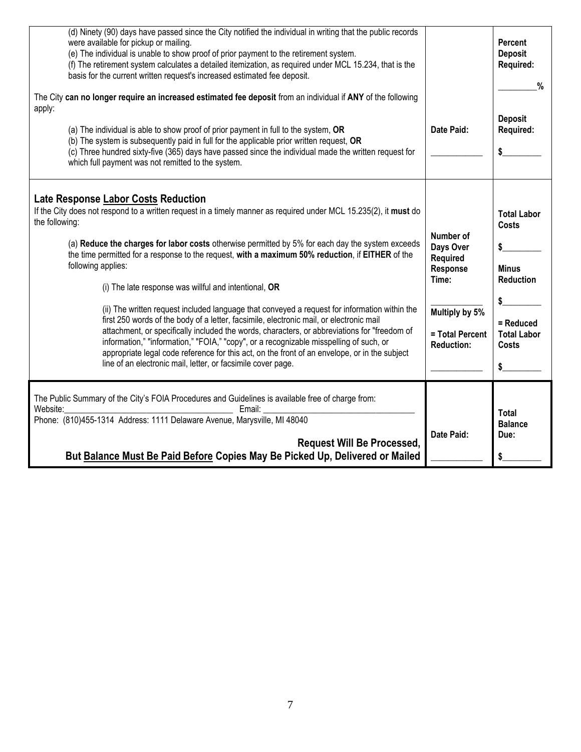| | | |
|---|---|---|
| (d) Ninety (90) days have passed since the City notified the individual in writing that the public records were available for pickup or mailing.<br>(e) The individual is unable to show proof of prior payment to the retirement system.<br>(f) The retirement system calculates a detailed itemization, as required under MCL 15.234, that is the basis for the current written request's increased estimated fee deposit.<br><br>The City **can no longer require an increased estimated fee deposit** from an individual if **ANY** of the following apply:<br><br>(a) The individual is able to show proof of prior payment in full to the system, **OR**<br>(b) The system is subsequently paid in full for the applicable prior written request, **OR**<br>(c) Three hundred sixty-five (365) days have passed since the individual made the written request for which full payment was not remitted to the system. | **Date Paid:**<br><br>\_\_\_\_\_\_\_\_\_\_\_\_ | **Percent Deposit Required:**<br><br>\_\_\_\_\_\_\_\_\_**%**<br><br>**Deposit Required:**<br><br>**$**\_\_\_\_\_\_\_\_\_ |
| **Late Response Labor Costs Reduction**<br>If the City does not respond to a written request in a timely manner as required under MCL 15.235(2), it **must** do the following:<br><br>(a) **Reduce the charges for labor costs** otherwise permitted by 5% for each day the system exceeds the time permitted for a response to the request, **with a maximum 50% reduction**, if **EITHER** of the following applies:<br><br>(i) The late response was willful and intentional, **OR**<br><br>(ii) The written request included language that conveyed a request for information within the first 250 words of the body of a letter, facsimile, electronic mail, or electronic mail attachment, or specifically included the words, characters, or abbreviations for "freedom of information," "information," "FOIA," "copy", or a recognizable misspelling of such, or appropriate legal code reference for this act, on the front of an envelope, or in the subject line of an electronic mail, letter, or facsimile cover page. | **Number of Days Over Required Response Time:**<br><br>\_\_\_\_\_\_\_\_\_\_\_\_<br>**Multiply by 5%**<br><br>**= Total Percent Reduction:**<br><br>\_\_\_\_\_\_\_\_\_\_\_\_ | **Total Labor Costs**<br><br>**$**\_\_\_\_\_\_\_\_\_<br><br>**Minus Reduction**<br><br>**$**\_\_\_\_\_\_\_\_\_<br><br>**= Reduced Total Labor Costs**<br><br>**$**\_\_\_\_\_\_\_\_\_ |
| The Public Summary of the City's FOIA Procedures and Guidelines is available free of charge from:<br>Website:\_\_\_\_\_\_\_\_\_\_\_\_\_\_\_\_\_\_\_\_\_\_\_\_\_\_\_\_\_\_\_\_\_\_\_\_ Email: \_\_\_\_\_\_\_\_\_\_\_\_\_\_\_\_\_\_\_\_\_\_\_\_\_\_\_\_\_\_\_\_\_\_\_\_<br>Phone: (810)455-1314 Address: 1111 Delaware Avenue, Marysville, MI 48040<br><br>**Request Will Be Processed,**<br>**But Balance Must Be Paid Before Copies May Be Picked Up, Delivered or Mailed** | **Date Paid:**<br><br>\_\_\_\_\_\_\_\_\_\_\_\_ | **Total Balance Due:**<br><br>**$**\_\_\_\_\_\_\_\_\_ |